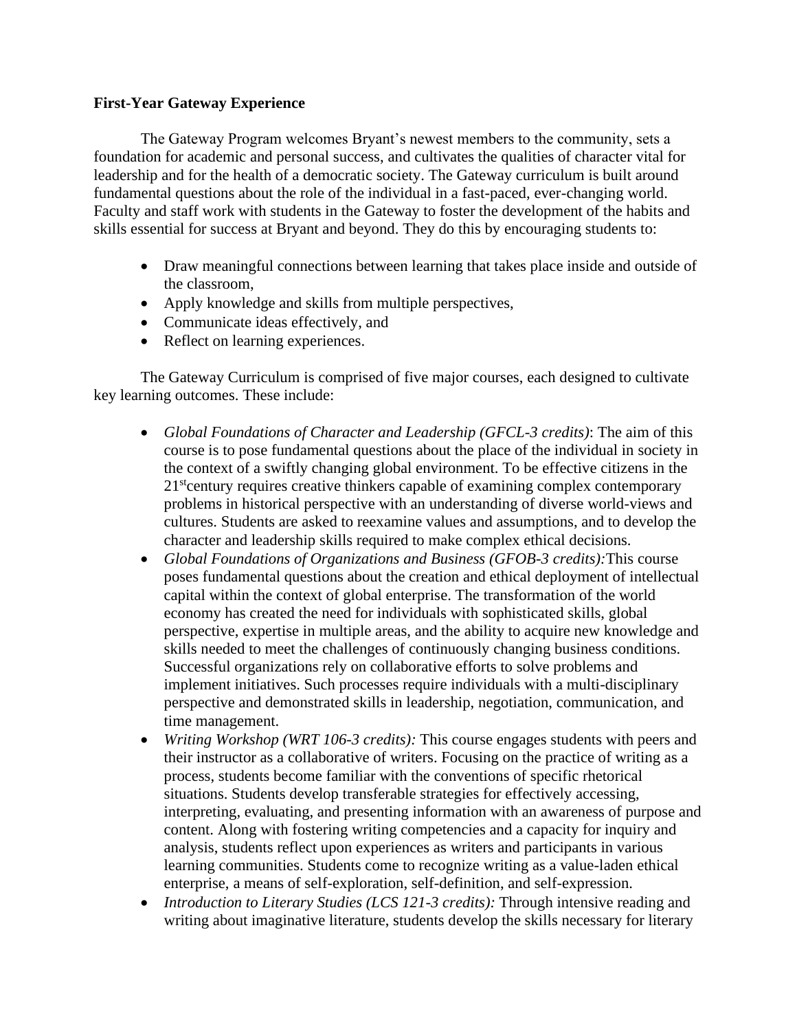**First-Year Gateway Experience**

The Gateway Program welcomes Bryant's newest members to the community, sets a foundation for academic and personal success, and cultivates the qualities of character vital for leadership and for the health of a democratic society. The Gateway curriculum is built around fundamental questions about the role of the individual in a fast-paced, ever-changing world. Faculty and staff work with students in the Gateway to foster the development of the habits and skills essential for success at Bryant and beyond. They do this by encouraging students to:

- Draw meaningful connections between learning that takes place inside and outside of the classroom,
- Apply knowledge and skills from multiple perspectives,
- Communicate ideas effectively, and
- Reflect on learning experiences.

The Gateway Curriculum is comprised of five major courses, each designed to cultivate key learning outcomes. These include:

- *Global Foundations of Character and Leadership (GFCL-3 credits)*: The aim of this course is to pose fundamental questions about the place of the individual in society in the context of a swiftly changing global environment. To be effective citizens in the 21stcentury requires creative thinkers capable of examining complex contemporary problems in historical perspective with an understanding of diverse world-views and cultures. Students are asked to reexamine values and assumptions, and to develop the character and leadership skills required to make complex ethical decisions.
- *Global Foundations of Organizations and Business (GFOB-3 credits):*This course poses fundamental questions about the creation and ethical deployment of intellectual capital within the context of global enterprise. The transformation of the world economy has created the need for individuals with sophisticated skills, global perspective, expertise in multiple areas, and the ability to acquire new knowledge and skills needed to meet the challenges of continuously changing business conditions. Successful organizations rely on collaborative efforts to solve problems and implement initiatives. Such processes require individuals with a multi-disciplinary perspective and demonstrated skills in leadership, negotiation, communication, and time management.
- *Writing Workshop (WRT 106-3 credits):* This course engages students with peers and their instructor as a collaborative of writers. Focusing on the practice of writing as a process, students become familiar with the conventions of specific rhetorical situations. Students develop transferable strategies for effectively accessing, interpreting, evaluating, and presenting information with an awareness of purpose and content. Along with fostering writing competencies and a capacity for inquiry and analysis, students reflect upon experiences as writers and participants in various learning communities. Students come to recognize writing as a value-laden ethical enterprise, a means of self-exploration, self-definition, and self-expression.
- *Introduction to Literary Studies (LCS 121-3 credits):* Through intensive reading and writing about imaginative literature, students develop the skills necessary for literary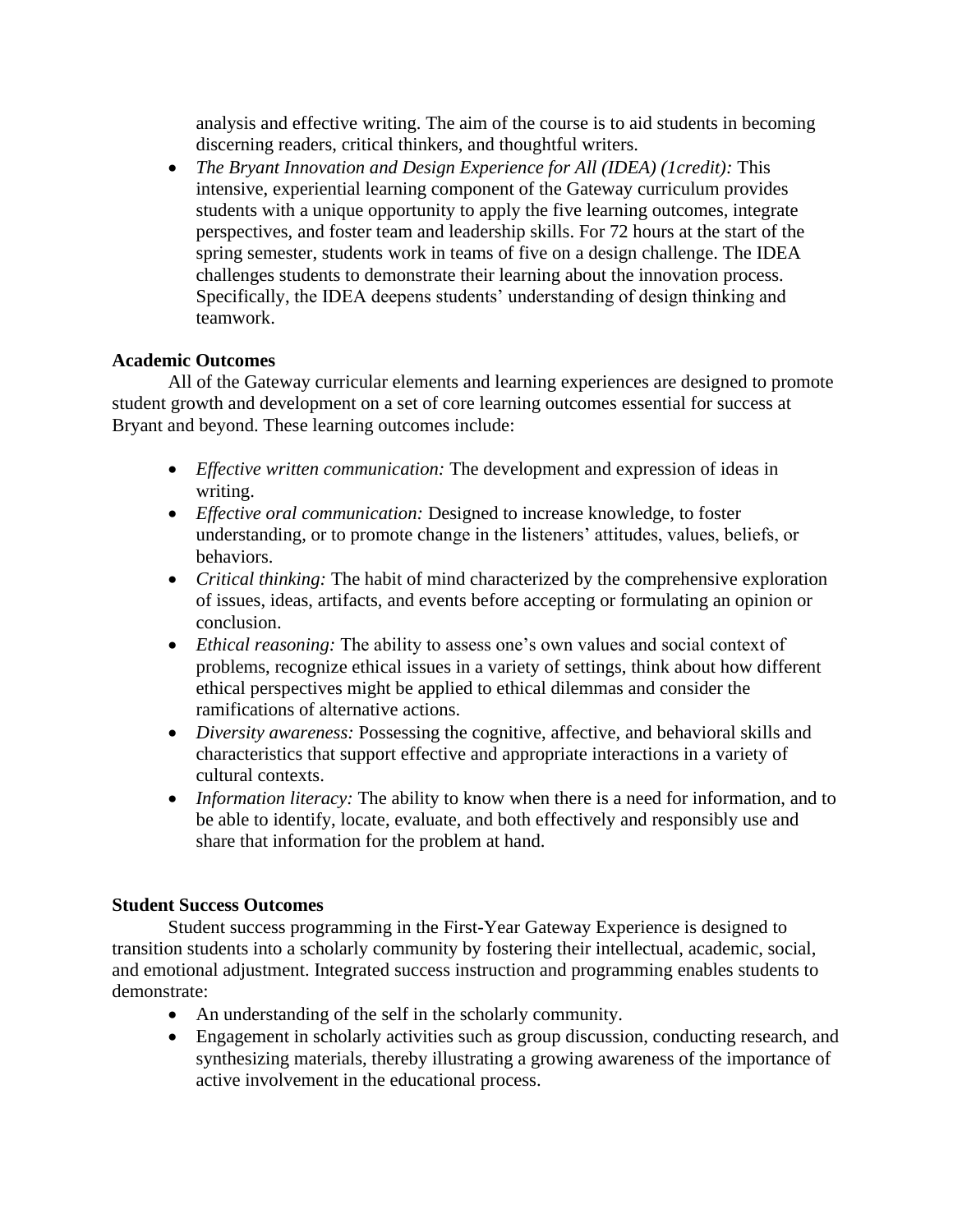analysis and effective writing. The aim of the course is to aid students in becoming discerning readers, critical thinkers, and thoughtful writers.

- *The Bryant Innovation and Design Experience for All (IDEA) (1credit):* This intensive, experiential learning component of the Gateway curriculum provides students with a unique opportunity to apply the five learning outcomes, integrate perspectives, and foster team and leadership skills. For 72 hours at the start of the spring semester, students work in teams of five on a design challenge. The IDEA challenges students to demonstrate their learning about the innovation process. Specifically, the IDEA deepens students' understanding of design thinking and teamwork.

**Academic Outcomes**

All of the Gateway curricular elements and learning experiences are designed to promote student growth and development on a set of core learning outcomes essential for success at Bryant and beyond. These learning outcomes include:

- *Effective written communication:* The development and expression of ideas in writing.
- *Effective oral communication:* Designed to increase knowledge, to foster understanding, or to promote change in the listeners' attitudes, values, beliefs, or behaviors.
- *Critical thinking:* The habit of mind characterized by the comprehensive exploration of issues, ideas, artifacts, and events before accepting or formulating an opinion or conclusion.
- *Ethical reasoning:* The ability to assess one's own values and social context of problems, recognize ethical issues in a variety of settings, think about how different ethical perspectives might be applied to ethical dilemmas and consider the ramifications of alternative actions.
- *Diversity awareness:* Possessing the cognitive, affective, and behavioral skills and characteristics that support effective and appropriate interactions in a variety of cultural contexts.
- *Information literacy:* The ability to know when there is a need for information, and to be able to identify, locate, evaluate, and both effectively and responsibly use and share that information for the problem at hand.

**Student Success Outcomes**

Student success programming in the First-Year Gateway Experience is designed to transition students into a scholarly community by fostering their intellectual, academic, social, and emotional adjustment. Integrated success instruction and programming enables students to demonstrate:

- An understanding of the self in the scholarly community.
- Engagement in scholarly activities such as group discussion, conducting research, and synthesizing materials, thereby illustrating a growing awareness of the importance of active involvement in the educational process.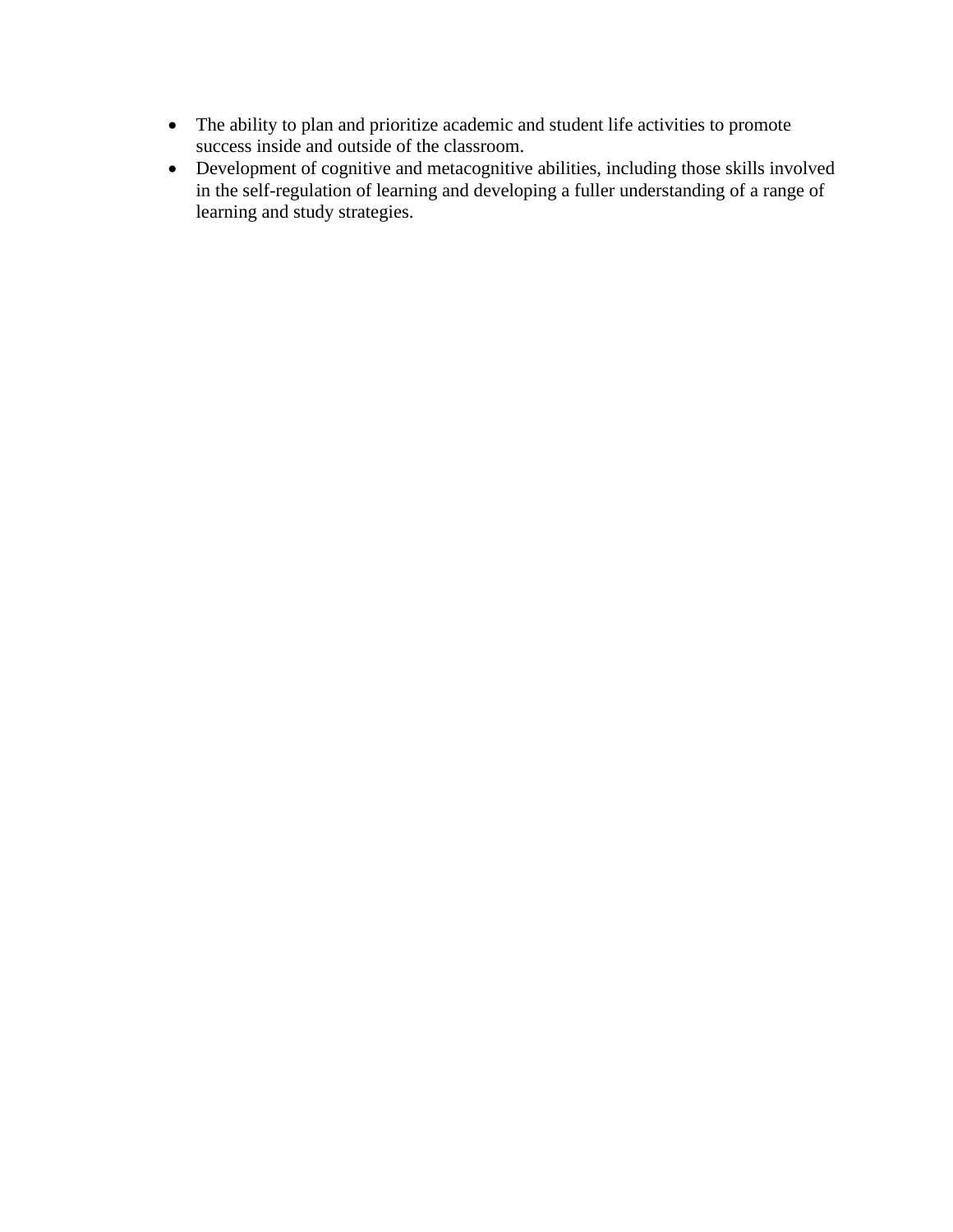- The ability to plan and prioritize academic and student life activities to promote success inside and outside of the classroom.
- Development of cognitive and metacognitive abilities, including those skills involved in the self-regulation of learning and developing a fuller understanding of a range of learning and study strategies.